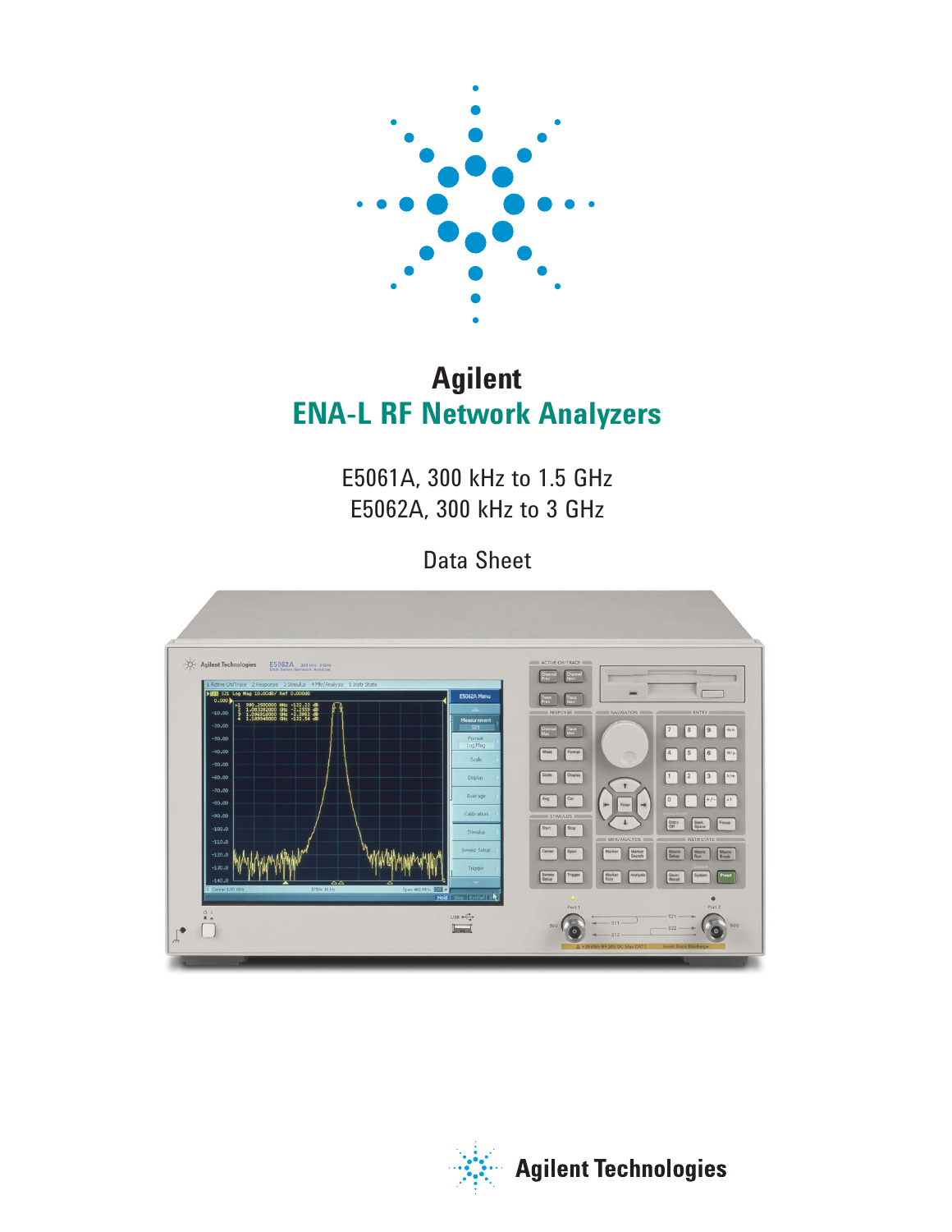# Agilent
# ENA-L RF Network Analyzers

E5061A, 300 kHz to 1.5 GHz
E5062A, 300 kHz to 3 GHz

Data Sheet

Agilent Technologies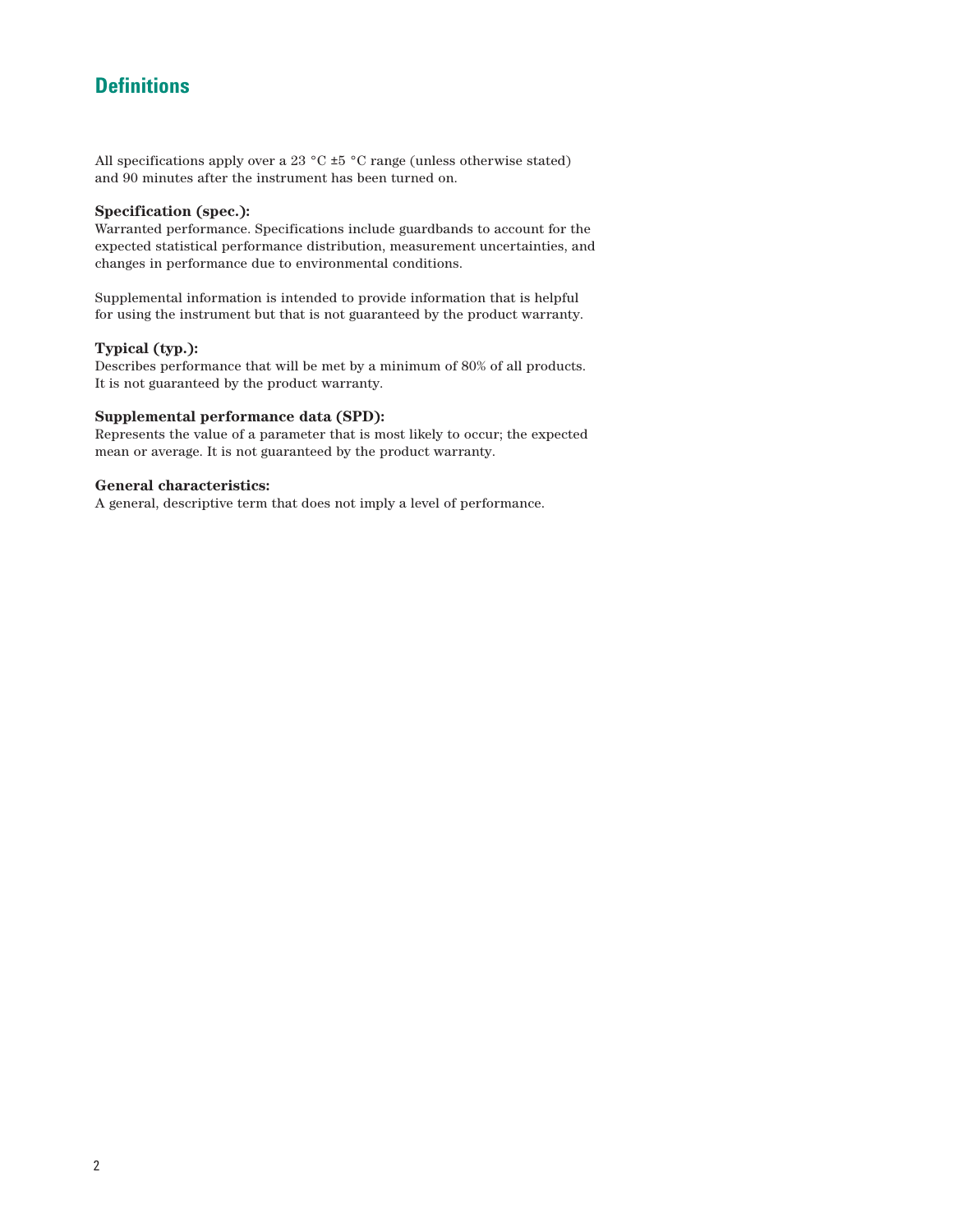# Definitions

All specifications apply over a 23 °C ±5 °C range (unless otherwise stated) and 90 minutes after the instrument has been turned on.

**Specification (spec.):**
Warranted performance. Specifications include guardbands to account for the expected statistical performance distribution, measurement uncertainties, and changes in performance due to environmental conditions.

Supplemental information is intended to provide information that is helpful for using the instrument but that is not guaranteed by the product warranty.

**Typical (typ.):**
Describes performance that will be met by a minimum of 80% of all products. It is not guaranteed by the product warranty.

**Supplemental performance data (SPD):**
Represents the value of a parameter that is most likely to occur; the expected mean or average. It is not guaranteed by the product warranty.

**General characteristics:**
A general, descriptive term that does not imply a level of performance.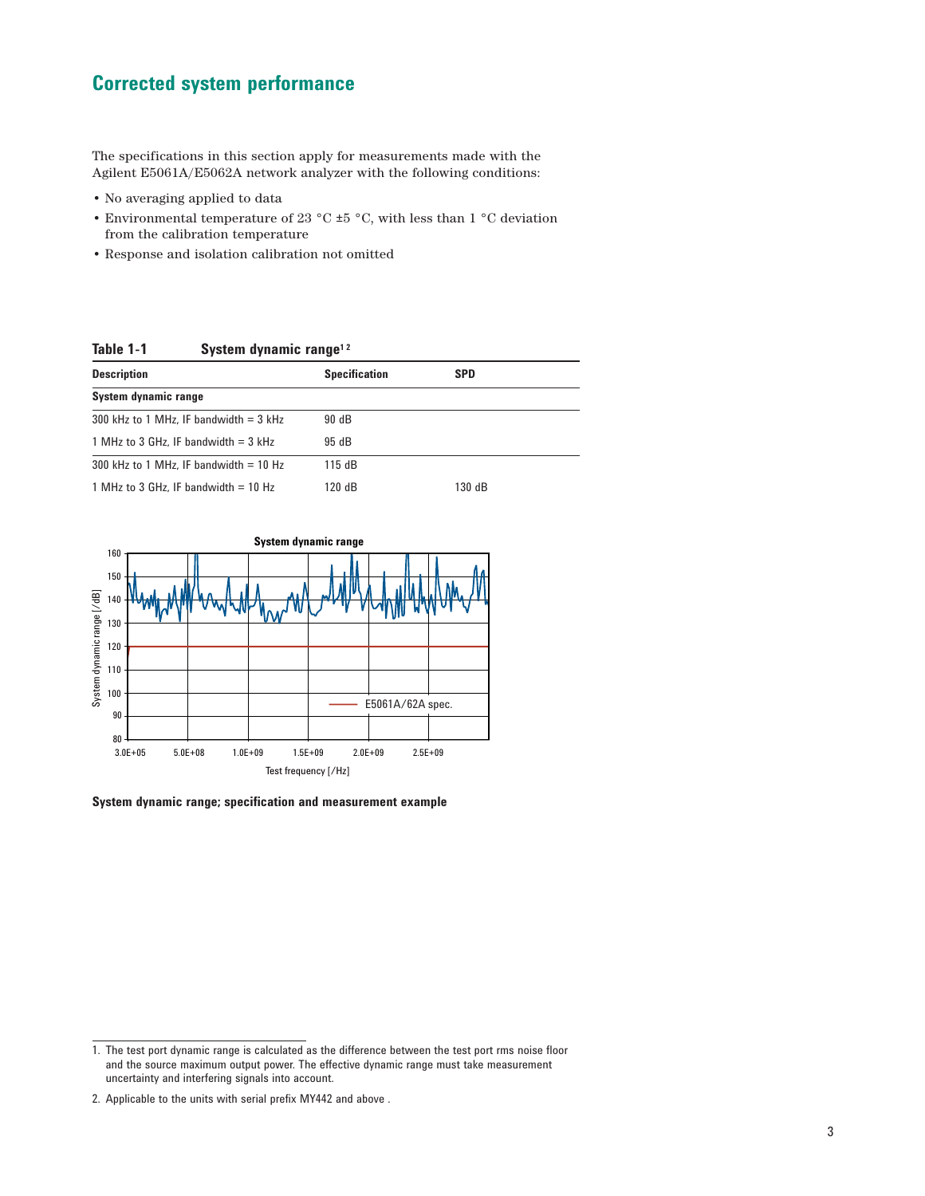## Corrected system performance

The specifications in this section apply for measurements made with the Agilent E5061A/E5062A network analyzer with the following conditions:

- No averaging applied to data
- Environmental temperature of 23 °C ±5 °C, with less than 1 °C deviation from the calibration temperature
- Response and isolation calibration not omitted

**Table 1-1 System dynamic range[1 2]**

| Description | Specification | SPD |
|---|---|---|
| **System dynamic range** | | |
| 300 kHz to 1 MHz, IF bandwidth = 3 kHz | 90 dB | |
| 1 MHz to 3 GHz, IF bandwidth = 3 kHz | 95 dB | |
| 300 kHz to 1 MHz, IF bandwidth = 10 Hz | 115 dB | |
| 1 MHz to 3 GHz, IF bandwidth = 10 Hz | 120 dB | 130 dB |

**System dynamic range; specification and measurement example**

1. The test port dynamic range is calculated as the difference between the test port rms noise floor and the source maximum output power. The effective dynamic range must take measurement uncertainty and interfering signals into account.
2. Applicable to the units with serial prefix MY442 and above .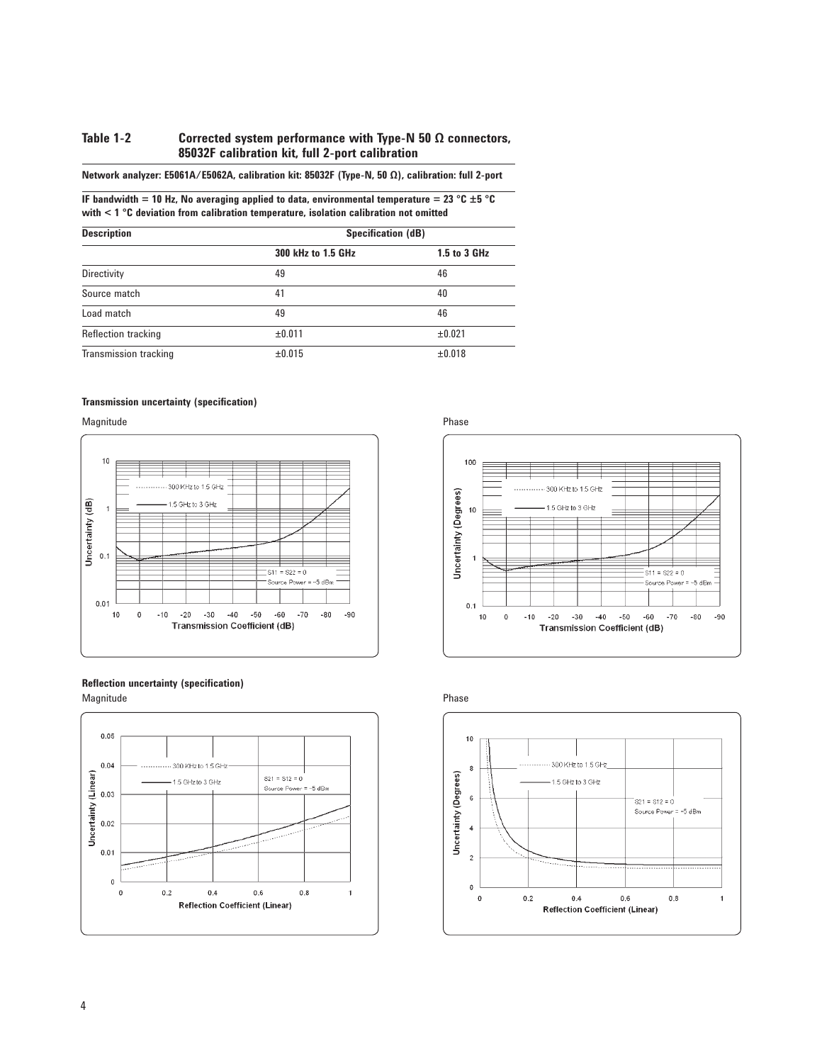**Table 1-2 Corrected system performance with Type-N 50 Ω connectors, 85032F calibration kit, full 2-port calibration**

**Network analyzer: E5061A/E5062A, calibration kit: 85032F (Type-N, 50 Ω), calibration: full 2-port**

**IF bandwidth = 10 Hz, No averaging applied to data, environmental temperature = 23 °C ±5 °C with < 1 °C deviation from calibration temperature, isolation calibration not omitted**

| Description | Specification (dB) | |
|---|---|---|
| | 300 kHz to 1.5 GHz | 1.5 to 3 GHz |
| Directivity | 49 | 46 |
| Source match | 41 | 40 |
| Load match | 49 | 46 |
| Reflection tracking | ±0.011 | ±0.021 |
| Transmission tracking | ±0.015 | ±0.018 |

**Transmission uncertainty (specification)**

Magnitude

Phase

**Reflection uncertainty (specification)**

Magnitude

Phase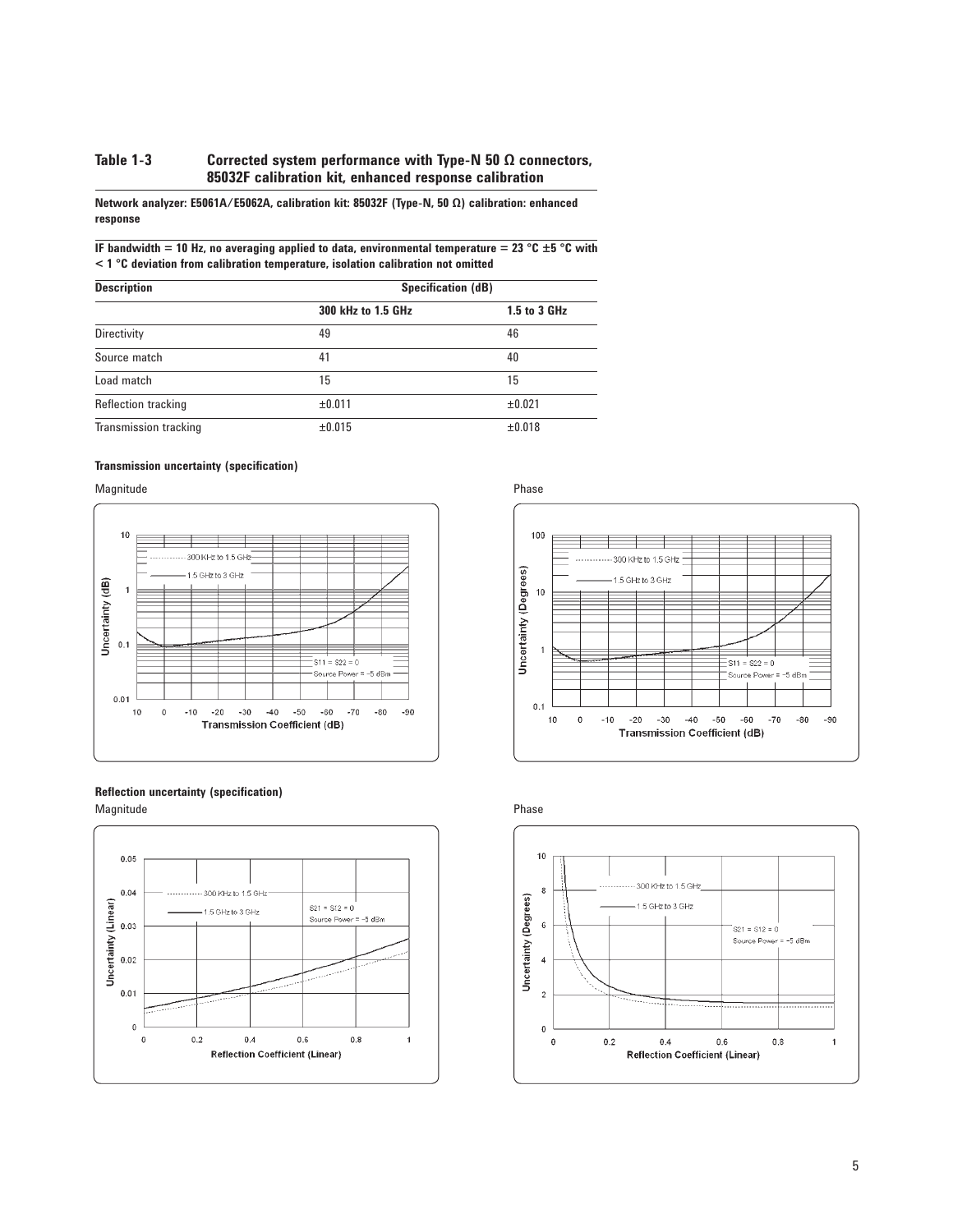## Table 1-3 Corrected system performance with Type-N 50 Ω connectors, 85032F calibration kit, enhanced response calibration

**Network analyzer: E5061A/E5062A, calibration kit: 85032F (Type-N, 50 Ω) calibration: enhanced response**

**IF bandwidth = 10 Hz, no averaging applied to data, environmental temperature = 23 °C ±5 °C with < 1 °C deviation from calibration temperature, isolation calibration not omitted**

| Description | Specification (dB) | |
|---|---|---|
| | 300 kHz to 1.5 GHz | 1.5 to 3 GHz |
| Directivity | 49 | 46 |
| Source match | 41 | 40 |
| Load match | 15 | 15 |
| Reflection tracking | ±0.011 | ±0.021 |
| Transmission tracking | ±0.015 | ±0.018 |

**Transmission uncertainty (specification)**

Magnitude

Phase

**Reflection uncertainty (specification)**

Magnitude

Phase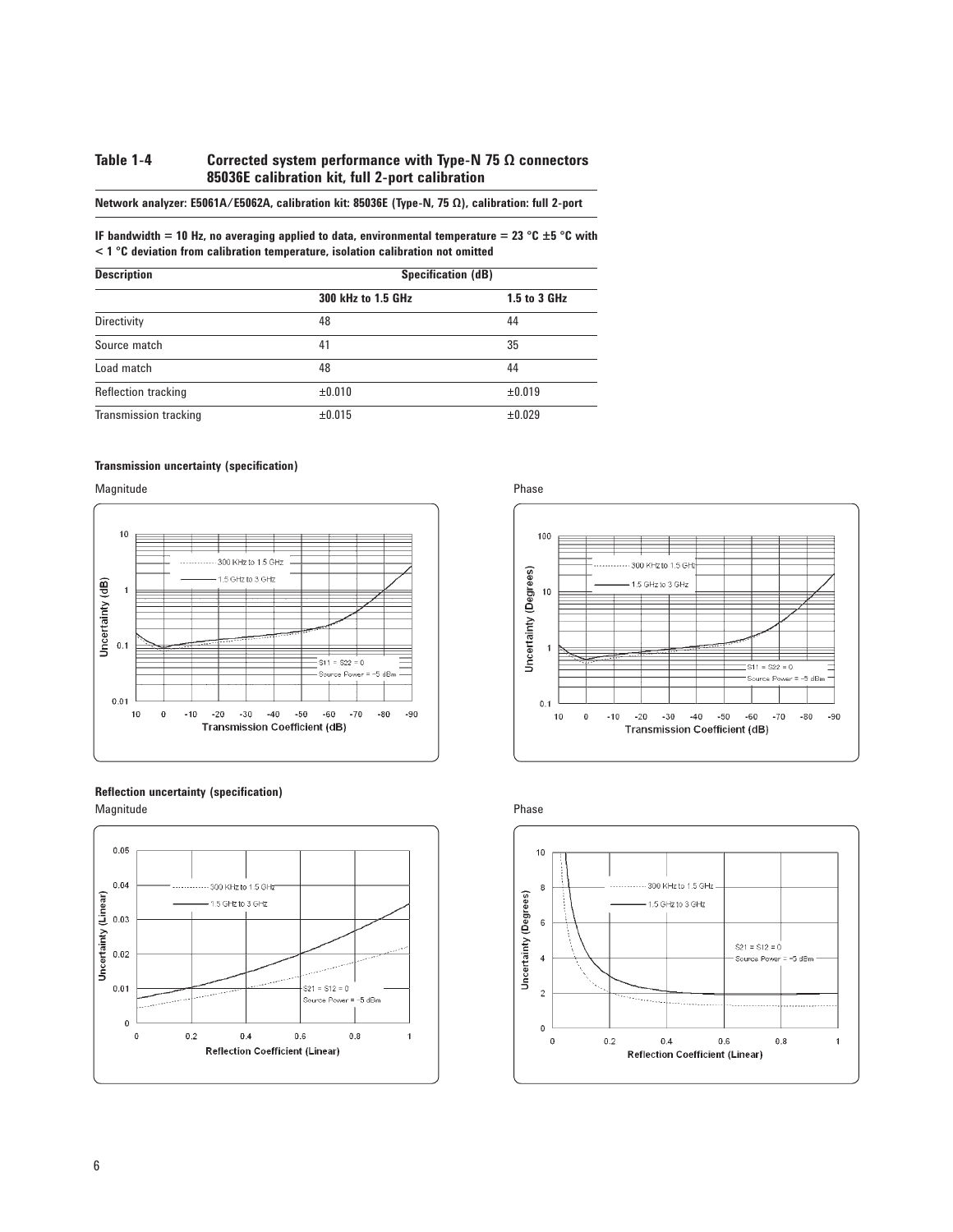### Table 1-4 Corrected system performance with Type-N 75 Ω connectors 85036E calibration kit, full 2-port calibration

**Network analyzer: E5061A/E5062A, calibration kit: 85036E (Type-N, 75 Ω), calibration: full 2-port**

**IF bandwidth = 10 Hz, no averaging applied to data, environmental temperature = 23 °C ±5 °C with < 1 °C deviation from calibration temperature, isolation calibration not omitted**

| Description | Specification (dB) | |
|---|---|---|
| | 300 kHz to 1.5 GHz | 1.5 to 3 GHz |
| Directivity | 48 | 44 |
| Source match | 41 | 35 |
| Load match | 48 | 44 |
| Reflection tracking | ±0.010 | ±0.019 |
| Transmission tracking | ±0.015 | ±0.029 |

**Transmission uncertainty (specification)**

Magnitude

Phase

**Reflection uncertainty (specification)**

Magnitude

Phase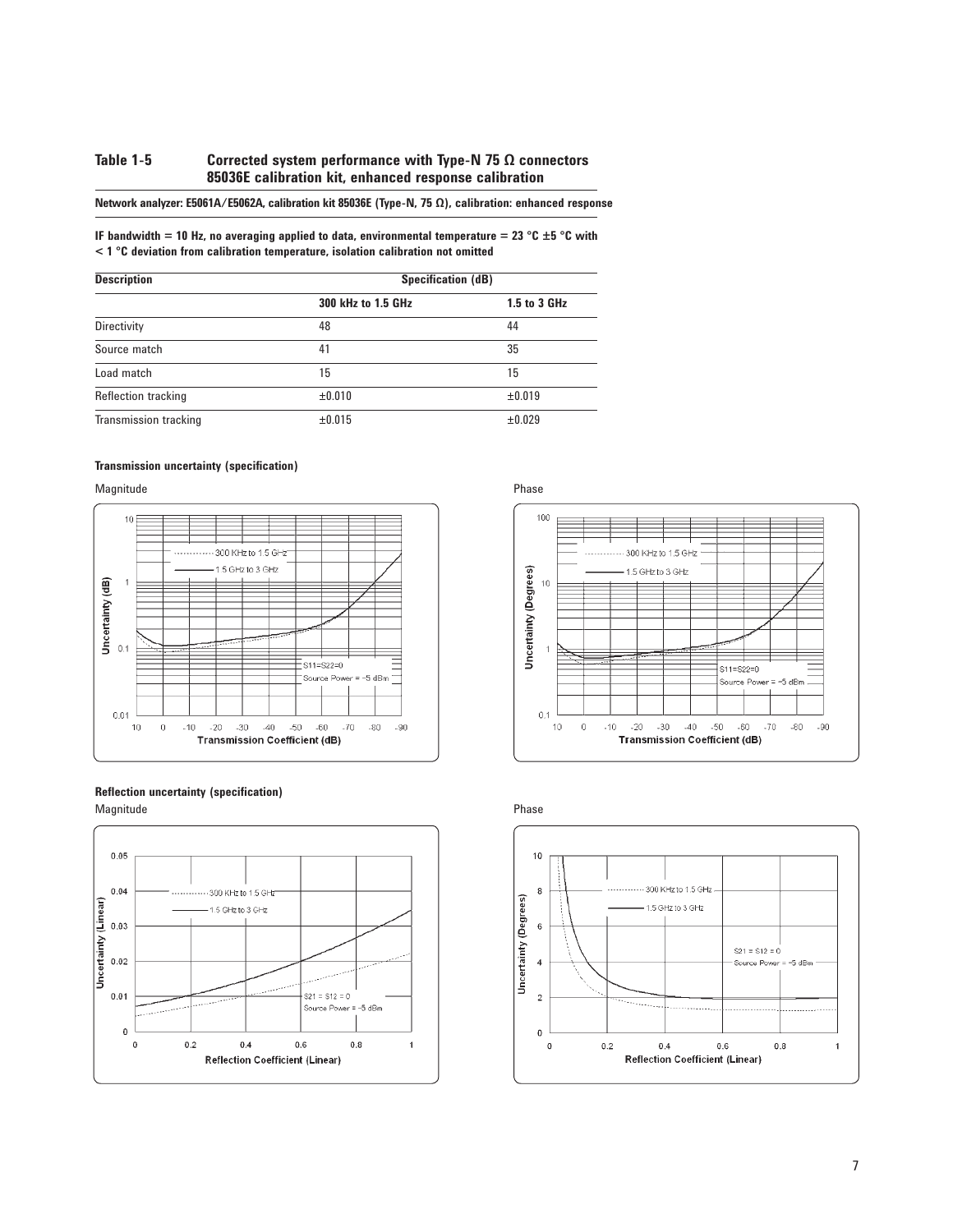## Table 1-5 Corrected system performance with Type-N 75 Ω connectors 85036E calibration kit, enhanced response calibration

**Network analyzer: E5061A/E5062A, calibration kit 85036E (Type-N, 75 Ω), calibration: enhanced response**

**IF bandwidth = 10 Hz, no averaging applied to data, environmental temperature = 23 °C ±5 °C with < 1 °C deviation from calibration temperature, isolation calibration not omitted**

| Description | Specification (dB) | |
|---|---|---|
| | 300 kHz to 1.5 GHz | 1.5 to 3 GHz |
| Directivity | 48 | 44 |
| Source match | 41 | 35 |
| Load match | 15 | 15 |
| Reflection tracking | ±0.010 | ±0.019 |
| Transmission tracking | ±0.015 | ±0.029 |

**Transmission uncertainty (specification)**

Magnitude

Phase

**Reflection uncertainty (specification)**

Magnitude

Phase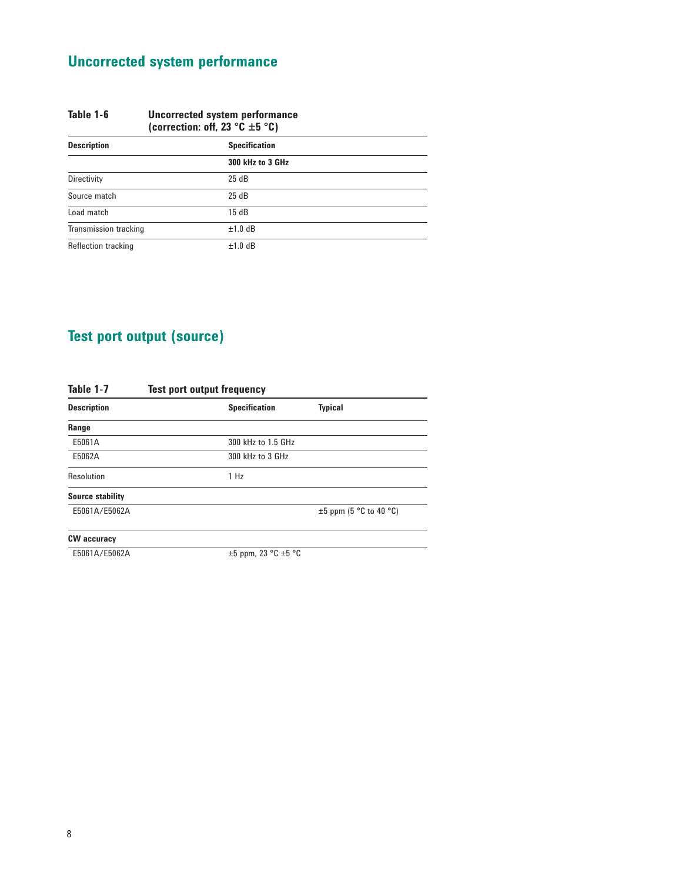## Uncorrected system performance

**Table 1-6 Uncorrected system performance (correction: off, 23 °C ±5 °C)**

| Description | Specification |
|---|---|
| | **300 kHz to 3 GHz** |
| Directivity | 25 dB |
| Source match | 25 dB |
| Load match | 15 dB |
| Transmission tracking | ±1.0 dB |
| Reflection tracking | ±1.0 dB |

## Test port output (source)

**Table 1-7 Test port output frequency**

| Description | Specification | Typical |
|---|---|---|
| **Range** | | |
| E5061A | 300 kHz to 1.5 GHz | |
| E5062A | 300 kHz to 3 GHz | |
| Resolution | 1 Hz | |
| **Source stability** | | |
| E5061A/E5062A | | ±5 ppm (5 °C to 40 °C) |
| **CW accuracy** | | |
| E5061A/E5062A | ±5 ppm, 23 °C ±5 °C | |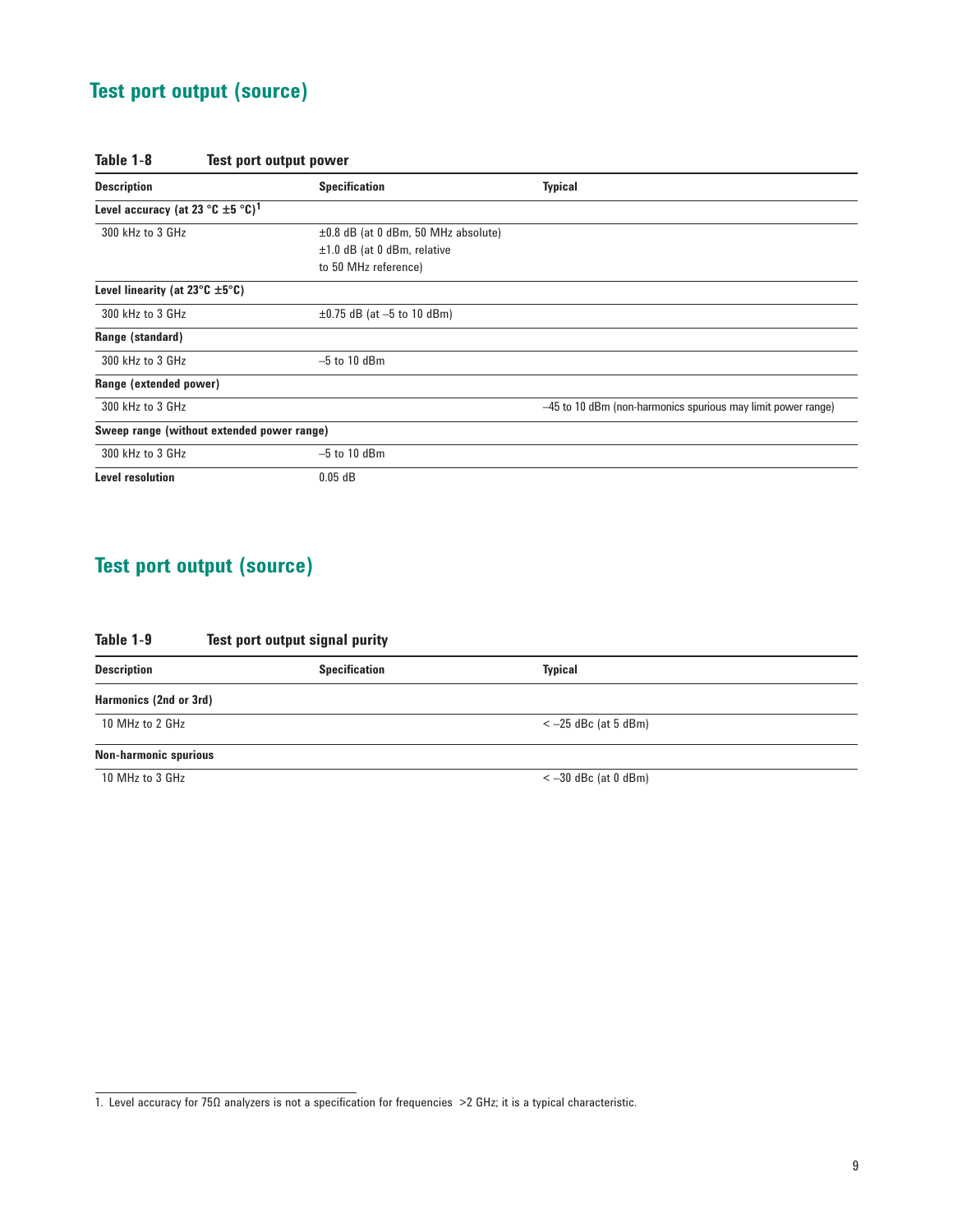## Test port output (source)

**Table 1-8 Test port output power**

| Description | Specification | Typical |
|---|---|---|
| **Level accuracy (at 23 °C ±5 °C)**[1] | | |
| 300 kHz to 3 GHz | ±0.8 dB (at 0 dBm, 50 MHz absolute)<br>±1.0 dB (at 0 dBm, relative to 50 MHz reference) | |
| **Level linearity (at 23°C ±5°C)** | | |
| 300 kHz to 3 GHz | ±0.75 dB (at –5 to 10 dBm) | |
| **Range (standard)** | | |
| 300 kHz to 3 GHz | –5 to 10 dBm | |
| **Range (extended power)** | | |
| 300 kHz to 3 GHz | | –45 to 10 dBm (non-harmonics spurious may limit power range) |
| **Sweep range (without extended power range)** | | |
| 300 kHz to 3 GHz | –5 to 10 dBm | |
| **Level resolution** | 0.05 dB | |

## Test port output (source)

**Table 1-9 Test port output signal purity**

| Description | Specification | Typical |
|---|---|---|
| **Harmonics (2nd or 3rd)** | | |
| 10 MHz to 2 GHz | | < –25 dBc (at 5 dBm) |
| **Non-harmonic spurious** | | |
| 10 MHz to 3 GHz | | < –30 dBc (at 0 dBm) |

1. Level accuracy for 75Ω analyzers is not a specification for frequencies >2 GHz; it is a typical characteristic.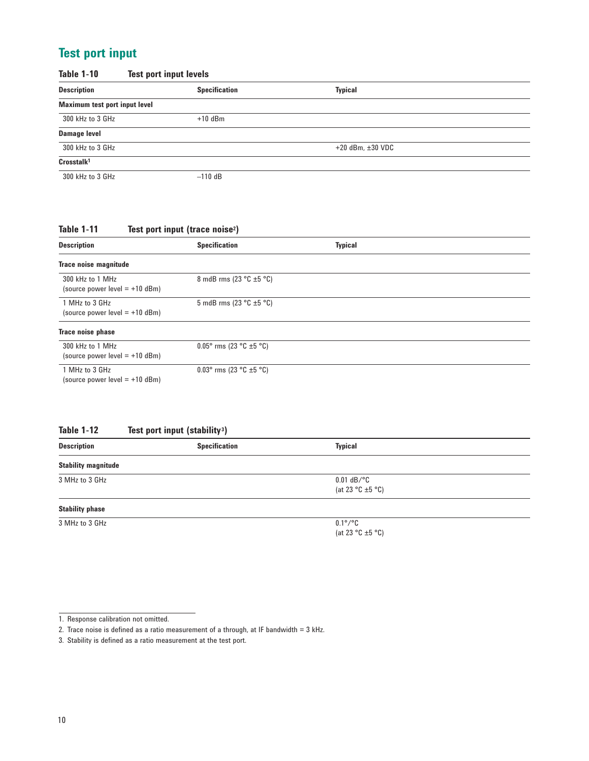## Test port input

**Table 1-10 Test port input levels**

| Description | Specification | Typical |
|---|---|---|
| **Maximum test port input level** | | |
| 300 kHz to 3 GHz | +10 dBm | |
| **Damage level** | | |
| 300 kHz to 3 GHz | | +20 dBm, ±30 VDC |
| **Crosstalk**[1] | | |
| 300 kHz to 3 GHz | –110 dB | |

**Table 1-11 Test port input (trace noise[2])**

| Description | Specification | Typical |
|---|---|---|
| **Trace noise magnitude** | | |
| 300 kHz to 1 MHz (source power level = +10 dBm) | 8 mdB rms (23 °C ±5 °C) | |
| 1 MHz to 3 GHz (source power level = +10 dBm) | 5 mdB rms (23 °C ±5 °C) | |
| **Trace noise phase** | | |
| 300 kHz to 1 MHz (source power level = +10 dBm) | 0.05° rms (23 °C ±5 °C) | |
| 1 MHz to 3 GHz (source power level = +10 dBm) | 0.03° rms (23 °C ±5 °C) | |

**Table 1-12 Test port input (stability[3])**

| Description | Specification | Typical |
|---|---|---|
| **Stability magnitude** | | |
| 3 MHz to 3 GHz | | 0.01 dB/°C (at 23 °C ±5 °C) |
| **Stability phase** | | |
| 3 MHz to 3 GHz | | 0.1°/°C (at 23 °C ±5 °C) |

1. Response calibration not omitted.
2. Trace noise is defined as a ratio measurement of a through, at IF bandwidth = 3 kHz.
3. Stability is defined as a ratio measurement at the test port.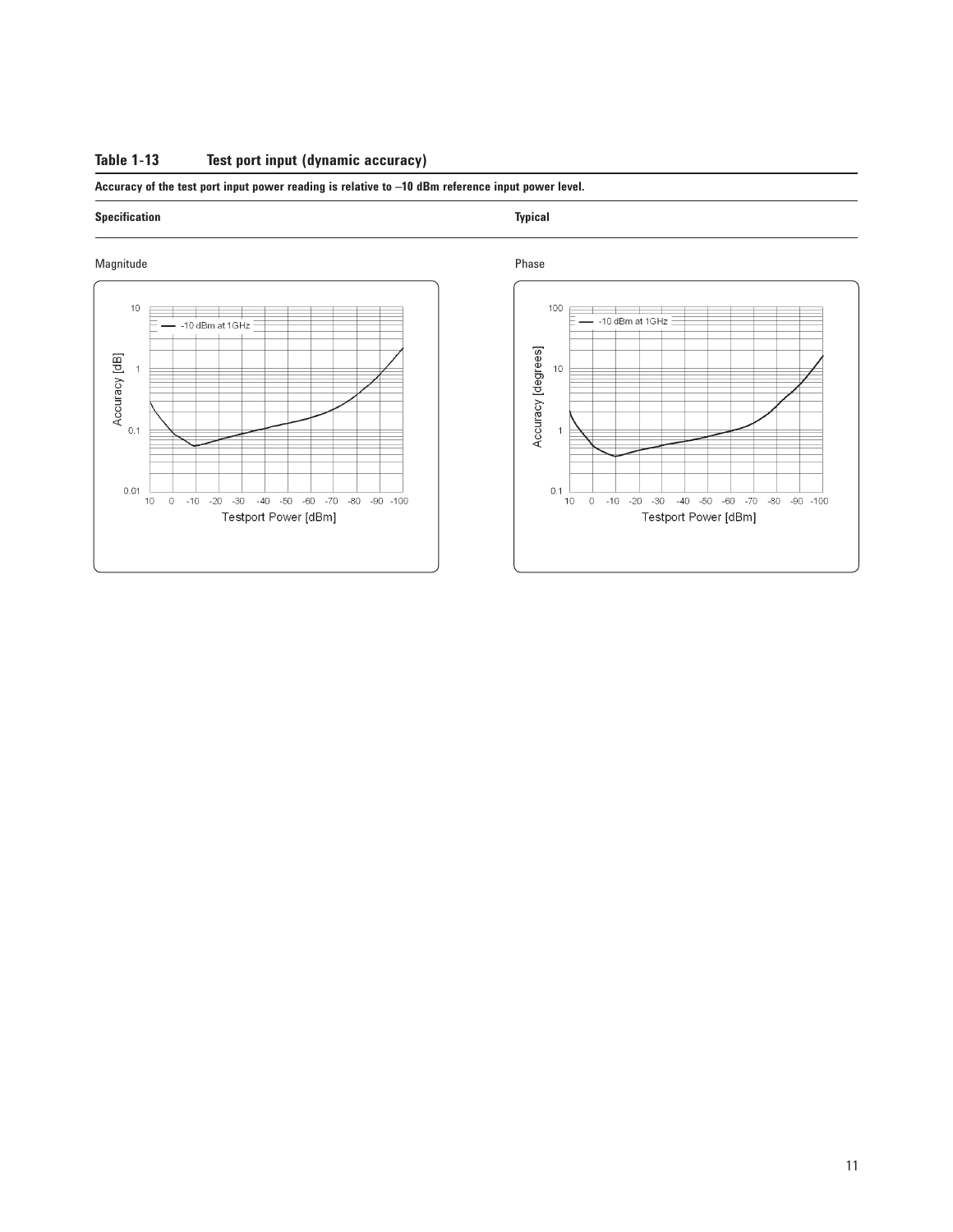**Table 1-13 Test port input (dynamic accuracy)**

**Accuracy of the test port input power reading is relative to –10 dBm reference input power level.**

| **Specification** | **Typical** |
| --- | --- |
| Magnitude | Phase |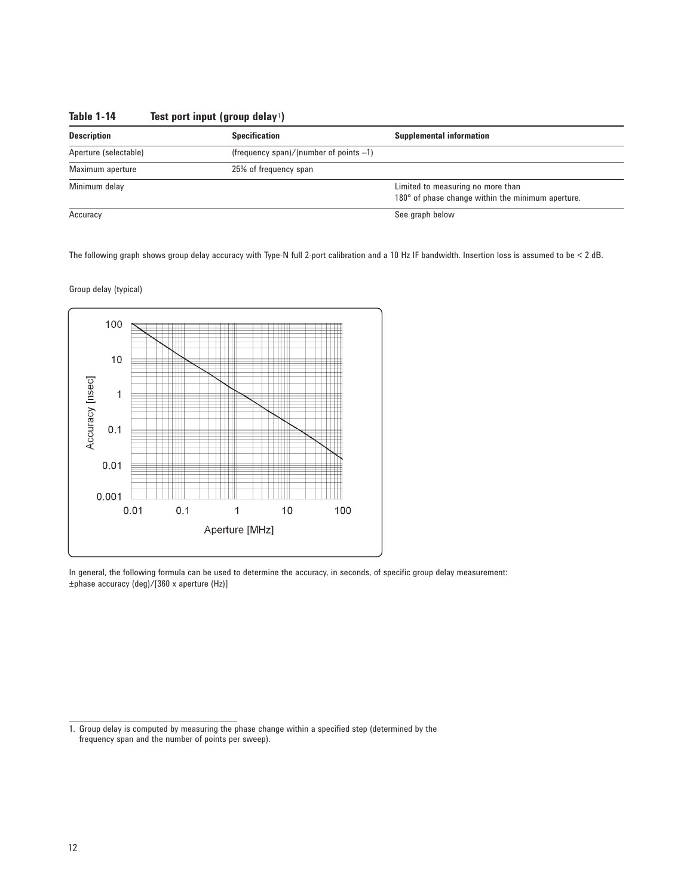**Table 1-14 Test port input (group delay[1])**

| Description | Specification | Supplemental information |
|---|---|---|
| Aperture (selectable) | (frequency span)/(number of points –1) | |
| Maximum aperture | 25% of frequency span | |
| Minimum delay | | Limited to measuring no more than 180° of phase change within the minimum aperture. |
| Accuracy | | See graph below |

The following graph shows group delay accuracy with Type-N full 2-port calibration and a 10 Hz IF bandwidth. Insertion loss is assumed to be < 2 dB.

Group delay (typical)

In general, the following formula can be used to determine the accuracy, in seconds, of specific group delay measurement:
±phase accuracy (deg)/[360 x aperture (Hz)]

1. Group delay is computed by measuring the phase change within a specified step (determined by the frequency span and the number of points per sweep).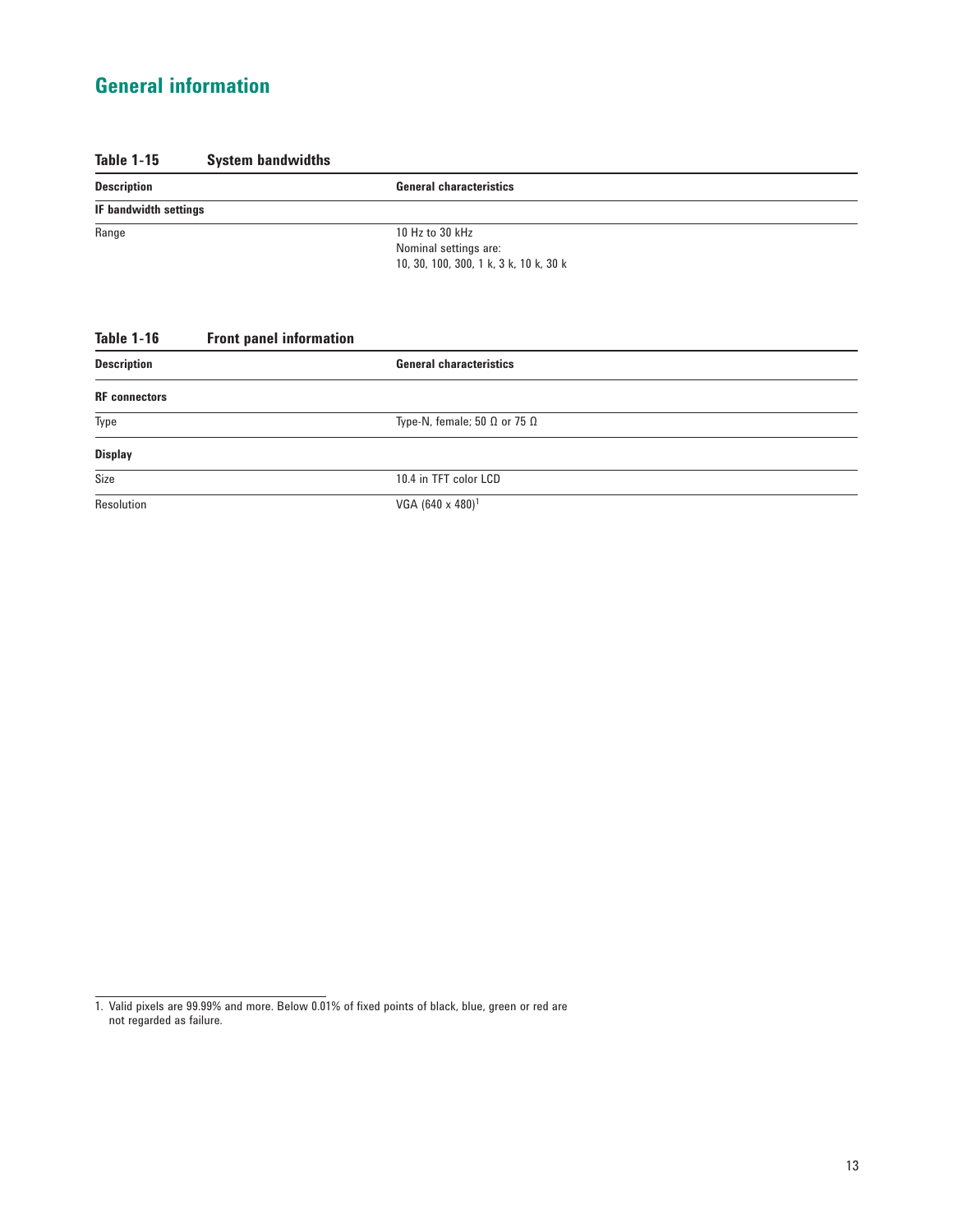## General information

**Table 1-15 System bandwidths**

| Description | General characteristics |
|---|---|
| **IF bandwidth settings** | |
| Range | 10 Hz to 30 kHz<br>Nominal settings are:<br>10, 30, 100, 300, 1 k, 3 k, 10 k, 30 k |

**Table 1-16 Front panel information**

| Description | General characteristics |
|---|---|
| **RF connectors** | |
| Type | Type-N, female; 50 Ω or 75 Ω |
| **Display** | |
| Size | 10.4 in TFT color LCD |
| Resolution | VGA (640 x 480)[1] |

1. Valid pixels are 99.99% and more. Below 0.01% of fixed points of black, blue, green or red are not regarded as failure.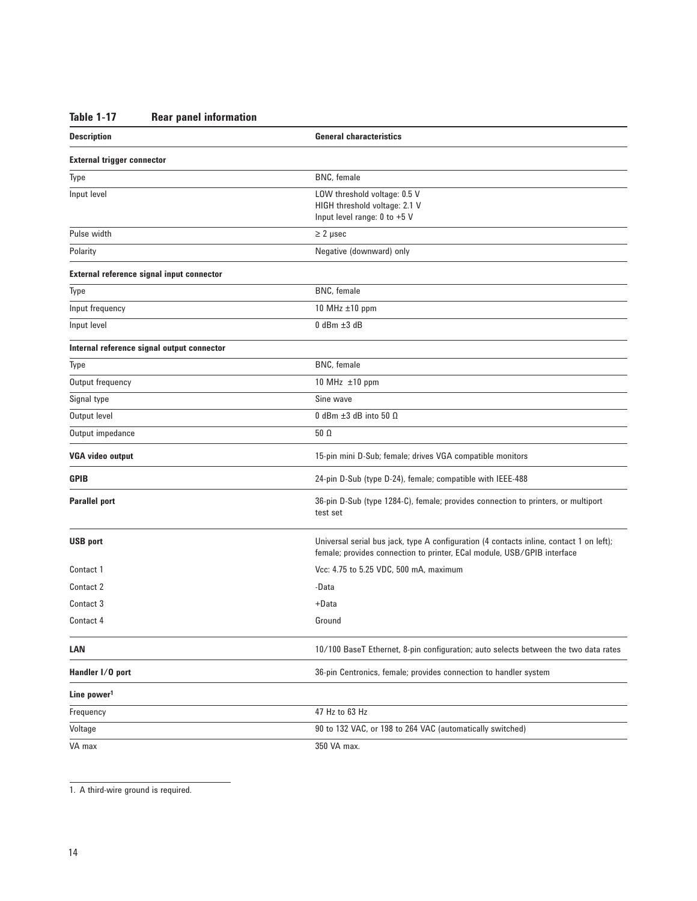**Table 1-17 Rear panel information**

| Description | General characteristics |
|---|---|
| **External trigger connector** | |
| Type | BNC, female |
| Input level | LOW threshold voltage: 0.5 V<br>HIGH threshold voltage: 2.1 V<br>Input level range: 0 to +5 V |
| Pulse width | ≥ 2 μsec |
| Polarity | Negative (downward) only |
| **External reference signal input connector** | |
| Type | BNC, female |
| Input frequency | 10 MHz ±10 ppm |
| Input level | 0 dBm ±3 dB |
| **Internal reference signal output connector** | |
| Type | BNC, female |
| Output frequency | 10 MHz ±10 ppm |
| Signal type | Sine wave |
| Output level | 0 dBm ±3 dB into 50 Ω |
| Output impedance | 50 Ω |
| **VGA video output** | 15-pin mini D-Sub; female; drives VGA compatible monitors |
| **GPIB** | 24-pin D-Sub (type D-24), female; compatible with IEEE-488 |
| **Parallel port** | 36-pin D-Sub (type 1284-C), female; provides connection to printers, or multiport test set |
| **USB port** | Universal serial bus jack, type A configuration (4 contacts inline, contact 1 on left); female; provides connection to printer, ECal module, USB/GPIB interface |
| Contact 1 | Vcc: 4.75 to 5.25 VDC, 500 mA, maximum |
| Contact 2 | -Data |
| Contact 3 | +Data |
| Contact 4 | Ground |
| **LAN** | 10/100 BaseT Ethernet, 8-pin configuration; auto selects between the two data rates |
| **Handler I/O port** | 36-pin Centronics, female; provides connection to handler system |
| **Line power**[1] | |
| Frequency | 47 Hz to 63 Hz |
| Voltage | 90 to 132 VAC, or 198 to 264 VAC (automatically switched) |
| VA max | 350 VA max. |

1. A third-wire ground is required.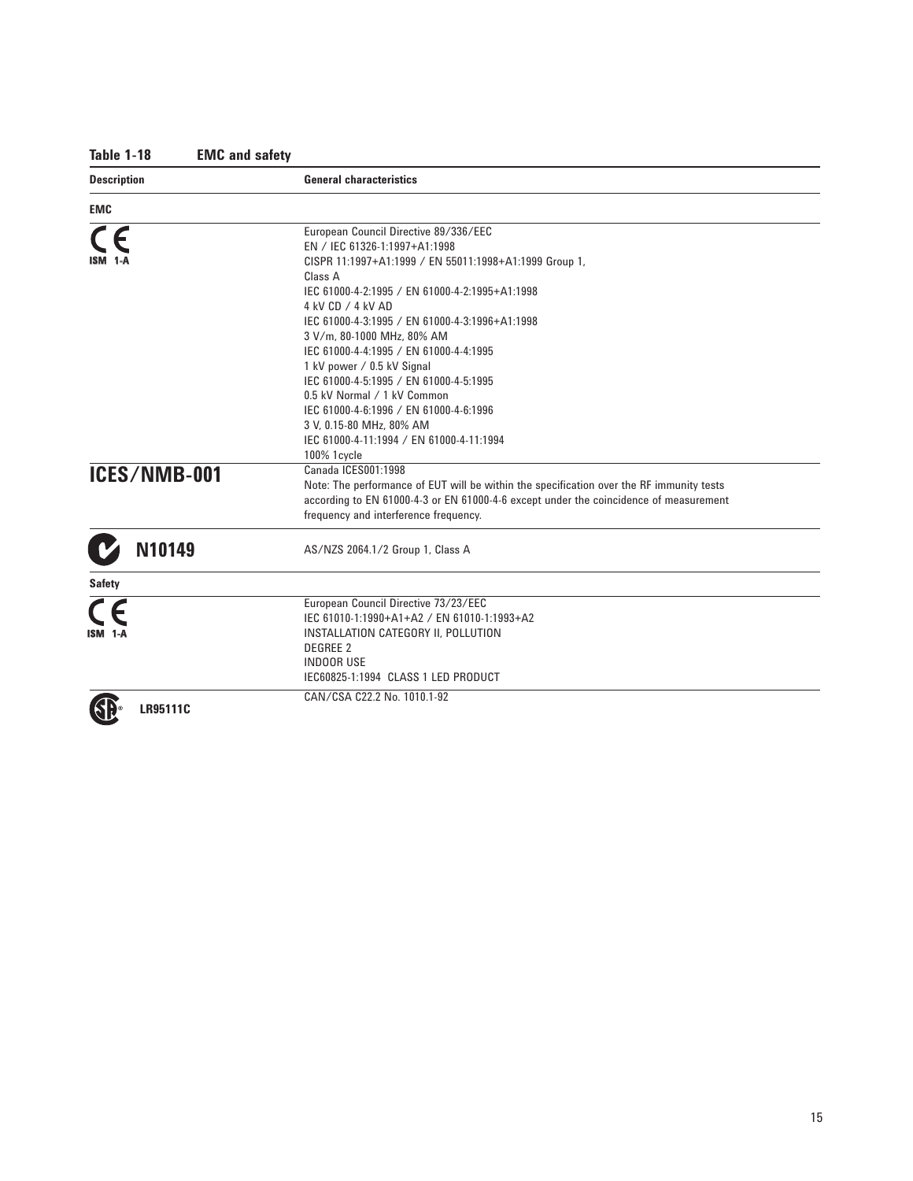**Table 1-18 EMC and safety**

| Description | General characteristics |
| --- | --- |
| **EMC** | |
| CE ISM 1-A | European Council Directive 89/336/EEC<br>EN / IEC 61326-1:1997+A1:1998<br>CISPR 11:1997+A1:1999 / EN 55011:1998+A1:1999 Group 1, Class A<br>IEC 61000-4-2:1995 / EN 61000-4-2:1995+A1:1998<br>4 kV CD / 4 kV AD<br>IEC 61000-4-3:1995 / EN 61000-4-3:1996+A1:1998<br>3 V/m, 80-1000 MHz, 80% AM<br>IEC 61000-4-4:1995 / EN 61000-4-4:1995<br>1 kV power / 0.5 kV Signal<br>IEC 61000-4-5:1995 / EN 61000-4-5:1995<br>0.5 kV Normal / 1 kV Common<br>IEC 61000-4-6:1996 / EN 61000-4-6:1996<br>3 V, 0.15-80 MHz, 80% AM<br>IEC 61000-4-11:1994 / EN 61000-4-11:1994<br>100% 1cycle |
| **ICES/NMB-001** | Canada ICES001:1998<br>Note: The performance of EUT will be within the specification over the RF immunity tests according to EN 61000-4-3 or EN 61000-4-6 except under the coincidence of measurement frequency and interference frequency. |
| **N10149** | AS/NZS 2064.1/2 Group 1, Class A |
| **Safety** | |
| CE ISM 1-A | European Council Directive 73/23/EEC<br>IEC 61010-1:1990+A1+A2 / EN 61010-1:1993+A2<br>INSTALLATION CATEGORY II, POLLUTION DEGREE 2<br>INDOOR USE<br>IEC60825-1:1994 CLASS 1 LED PRODUCT |
| **LR95111C** | CAN/CSA C22.2 No. 1010.1-92 |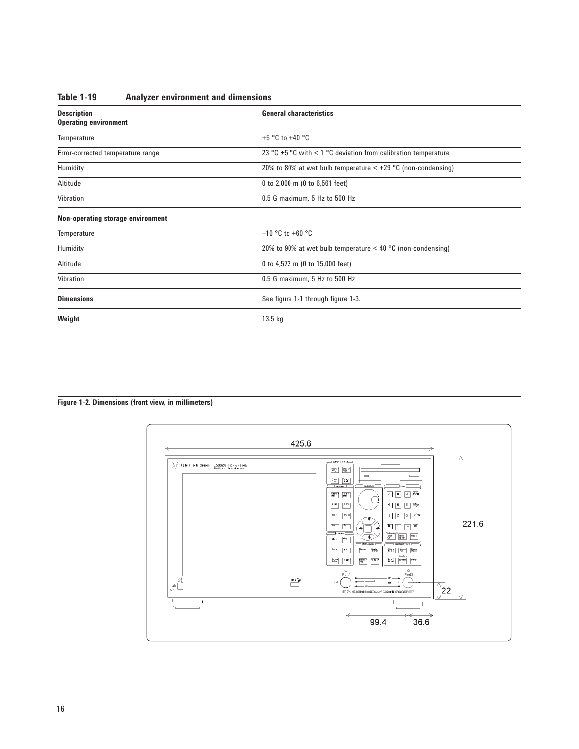**Table 1-19 Analyzer environment and dimensions**

| Description | General characteristics |
|---|---|
| **Operating environment** | |
| Temperature | +5 °C to +40 °C |
| Error-corrected temperature range | 23 °C ±5 °C with < 1 °C deviation from calibration temperature |
| Humidity | 20% to 80% at wet bulb temperature < +29 °C (non-condensing) |
| Altitude | 0 to 2,000 m (0 to 6,561 feet) |
| Vibration | 0.5 G maximum, 5 Hz to 500 Hz |
| **Non-operating storage environment** | |
| Temperature | –10 °C to +60 °C |
| Humidity | 20% to 90% at wet bulb temperature < 40 °C (non-condensing) |
| Altitude | 0 to 4,572 m (0 to 15,000 feet) |
| Vibration | 0.5 G maximum, 5 Hz to 500 Hz |
| **Dimensions** | See figure 1-1 through figure 1-3. |
| **Weight** | 13.5 kg |

**Figure 1-2. Dimensions (front view, in millimeters)**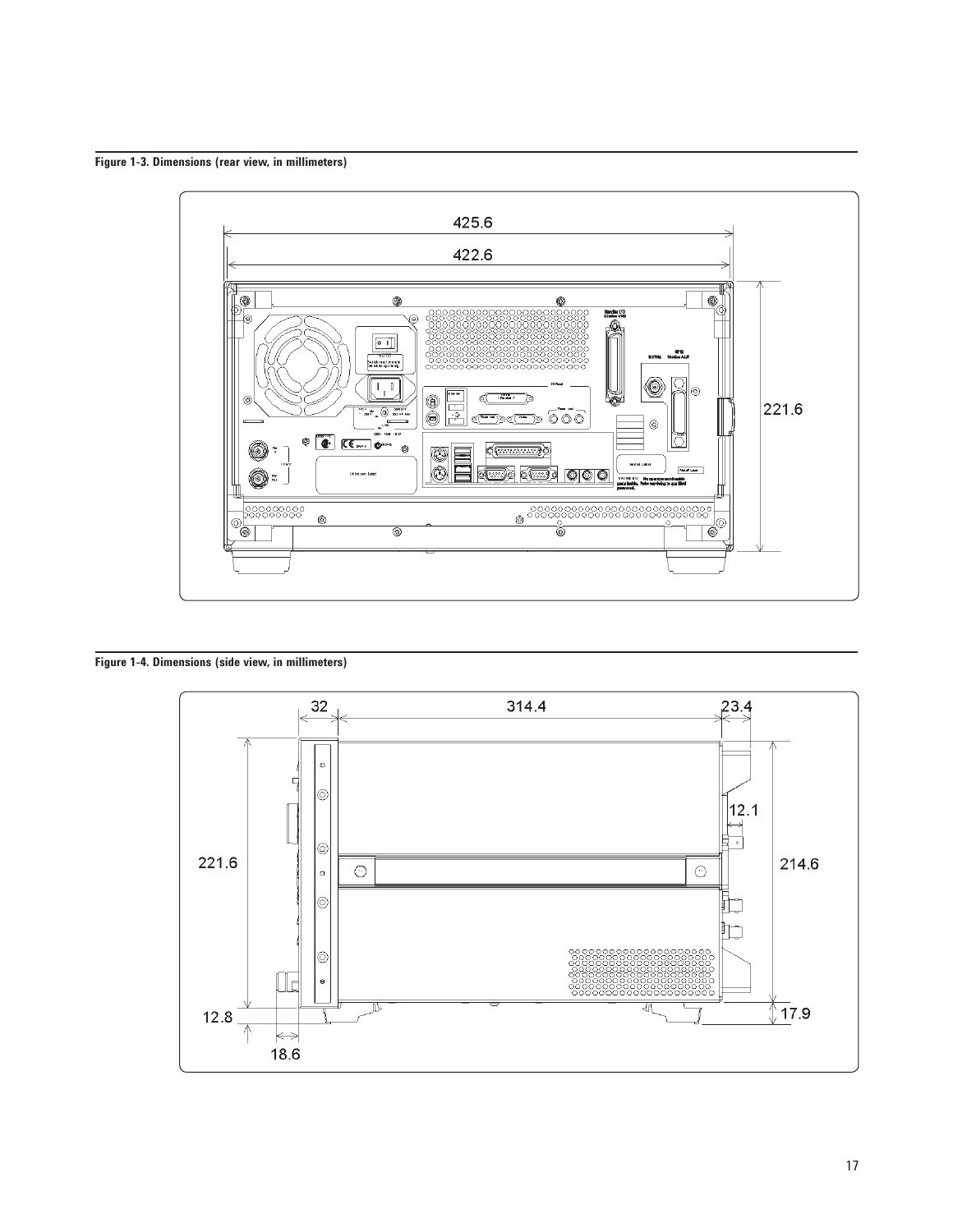**Figure 1-3. Dimensions (rear view, in millimeters)**

**Figure 1-4. Dimensions (side view, in millimeters)**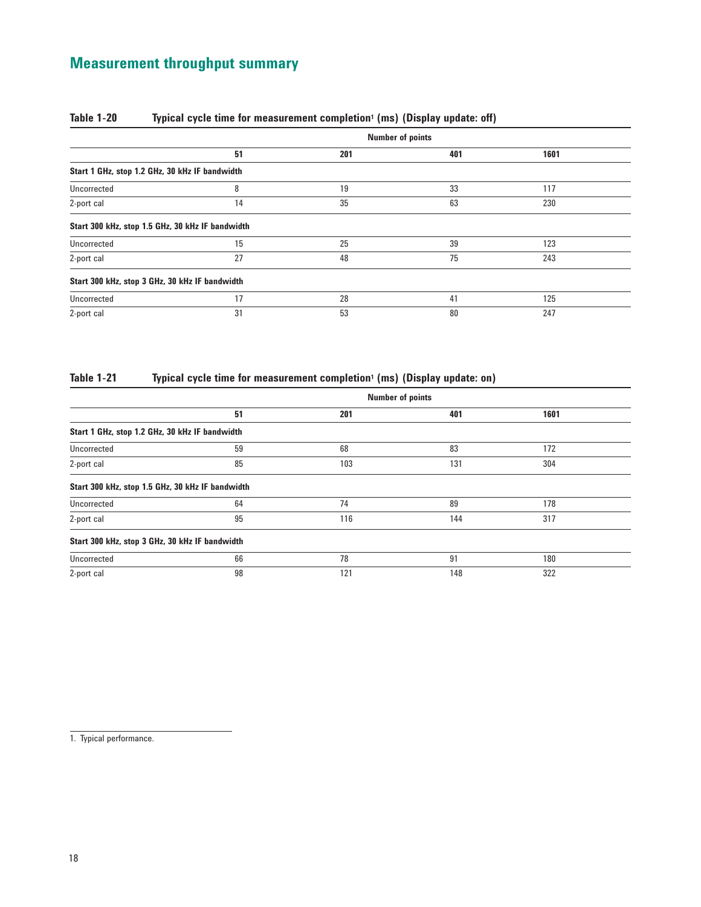## Measurement throughput summary

**Table 1-20 Typical cycle time for measurement completion[1] (ms) (Display update: off)**

| | Number of points | | | |
|---|---|---|---|---|
| | **51** | **201** | **401** | **1601** |
| **Start 1 GHz, stop 1.2 GHz, 30 kHz IF bandwidth** | | | | |
| Uncorrected | 8 | 19 | 33 | 117 |
| 2-port cal | 14 | 35 | 63 | 230 |
| **Start 300 kHz, stop 1.5 GHz, 30 kHz IF bandwidth** | | | | |
| Uncorrected | 15 | 25 | 39 | 123 |
| 2-port cal | 27 | 48 | 75 | 243 |
| **Start 300 kHz, stop 3 GHz, 30 kHz IF bandwidth** | | | | |
| Uncorrected | 17 | 28 | 41 | 125 |
| 2-port cal | 31 | 53 | 80 | 247 |

**Table 1-21 Typical cycle time for measurement completion[1] (ms) (Display update: on)**

| | Number of points | | | |
|---|---|---|---|---|
| | **51** | **201** | **401** | **1601** |
| **Start 1 GHz, stop 1.2 GHz, 30 kHz IF bandwidth** | | | | |
| Uncorrected | 59 | 68 | 83 | 172 |
| 2-port cal | 85 | 103 | 131 | 304 |
| **Start 300 kHz, stop 1.5 GHz, 30 kHz IF bandwidth** | | | | |
| Uncorrected | 64 | 74 | 89 | 178 |
| 2-port cal | 95 | 116 | 144 | 317 |
| **Start 300 kHz, stop 3 GHz, 30 kHz IF bandwidth** | | | | |
| Uncorrected | 66 | 78 | 91 | 180 |
| 2-port cal | 98 | 121 | 148 | 322 |

1. Typical performance.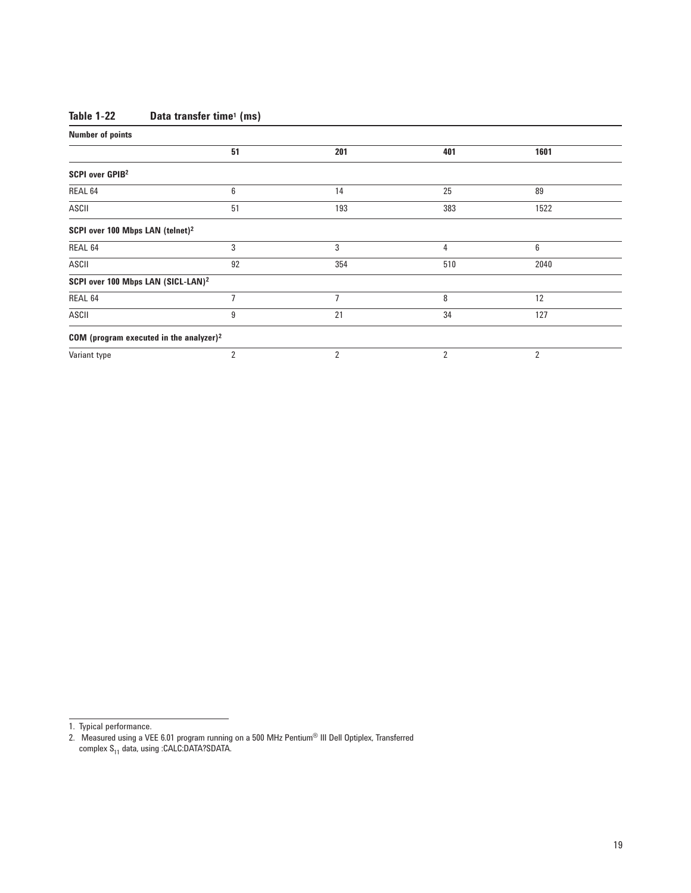**Table 1-22 Data transfer time[1] (ms)**

| Number of points | 51 | 201 | 401 | 1601 |
|---|---|---|---|---|
| **SCPI over GPIB[2]** | | | | |
| REAL 64 | 6 | 14 | 25 | 89 |
| ASCII | 51 | 193 | 383 | 1522 |
| **SCPI over 100 Mbps LAN (telnet)[2]** | | | | |
| REAL 64 | 3 | 3 | 4 | 6 |
| ASCII | 92 | 354 | 510 | 2040 |
| **SCPI over 100 Mbps LAN (SICL-LAN)[2]** | | | | |
| REAL 64 | 7 | 7 | 8 | 12 |
| ASCII | 9 | 21 | 34 | 127 |
| **COM (program executed in the analyzer)[2]** | | | | |
| Variant type | 2 | 2 | 2 | 2 |

1. Typical performance.
2. Measured using a VEE 6.01 program running on a 500 MHz Pentium® III Dell Optiplex, Transferred complex $S_{11}$ data, using :CALC:DATA?SDATA.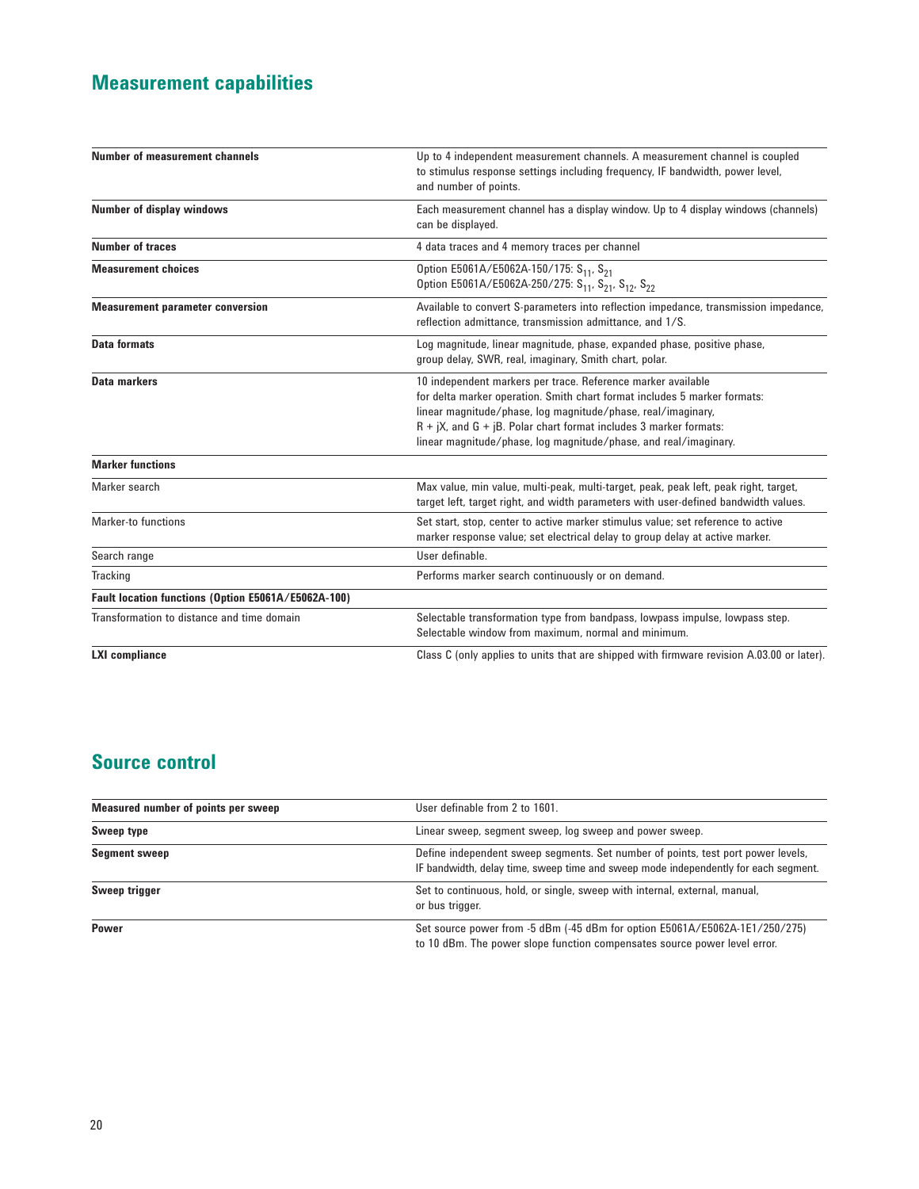## Measurement capabilities

| | |
|---|---|
| **Number of measurement channels** | Up to 4 independent measurement channels. A measurement channel is coupled to stimulus response settings including frequency, IF bandwidth, power level, and number of points. |
| **Number of display windows** | Each measurement channel has a display window. Up to 4 display windows (channels) can be displayed. |
| **Number of traces** | 4 data traces and 4 memory traces per channel |
| **Measurement choices** | Option E5061A/E5062A-150/175: $S_{11}$, $S_{21}$<br>Option E5061A/E5062A-250/275: $S_{11}$, $S_{21}$, $S_{12}$, $S_{22}$ |
| **Measurement parameter conversion** | Available to convert S-parameters into reflection impedance, transmission impedance, reflection admittance, transmission admittance, and 1/S. |
| **Data formats** | Log magnitude, linear magnitude, phase, expanded phase, positive phase, group delay, SWR, real, imaginary, Smith chart, polar. |
| **Data markers** | 10 independent markers per trace. Reference marker available for delta marker operation. Smith chart format includes 5 marker formats: linear magnitude/phase, log magnitude/phase, real/imaginary, R + jX, and G + jB. Polar chart format includes 3 marker formats: linear magnitude/phase, log magnitude/phase, and real/imaginary. |
| **Marker functions** | |
| Marker search | Max value, min value, multi-peak, multi-target, peak, peak left, peak right, target, target left, target right, and width parameters with user-defined bandwidth values. |
| Marker-to functions | Set start, stop, center to active marker stimulus value; set reference to active marker response value; set electrical delay to group delay at active marker. |
| Search range | User definable. |
| Tracking | Performs marker search continuously or on demand. |
| **Fault location functions (Option E5061A/E5062A-100)** | |
| Transformation to distance and time domain | Selectable transformation type from bandpass, lowpass impulse, lowpass step. Selectable window from maximum, normal and minimum. |
| **LXI compliance** | Class C (only applies to units that are shipped with firmware revision A.03.00 or later). |

## Source control

| | |
|---|---|
| **Measured number of points per sweep** | User definable from 2 to 1601. |
| **Sweep type** | Linear sweep, segment sweep, log sweep and power sweep. |
| **Segment sweep** | Define independent sweep segments. Set number of points, test port power levels, IF bandwidth, delay time, sweep time and sweep mode independently for each segment. |
| **Sweep trigger** | Set to continuous, hold, or single, sweep with internal, external, manual, or bus trigger. |
| **Power** | Set source power from -5 dBm (-45 dBm for option E5061A/E5062A-1E1/250/275) to 10 dBm. The power slope function compensates source power level error. |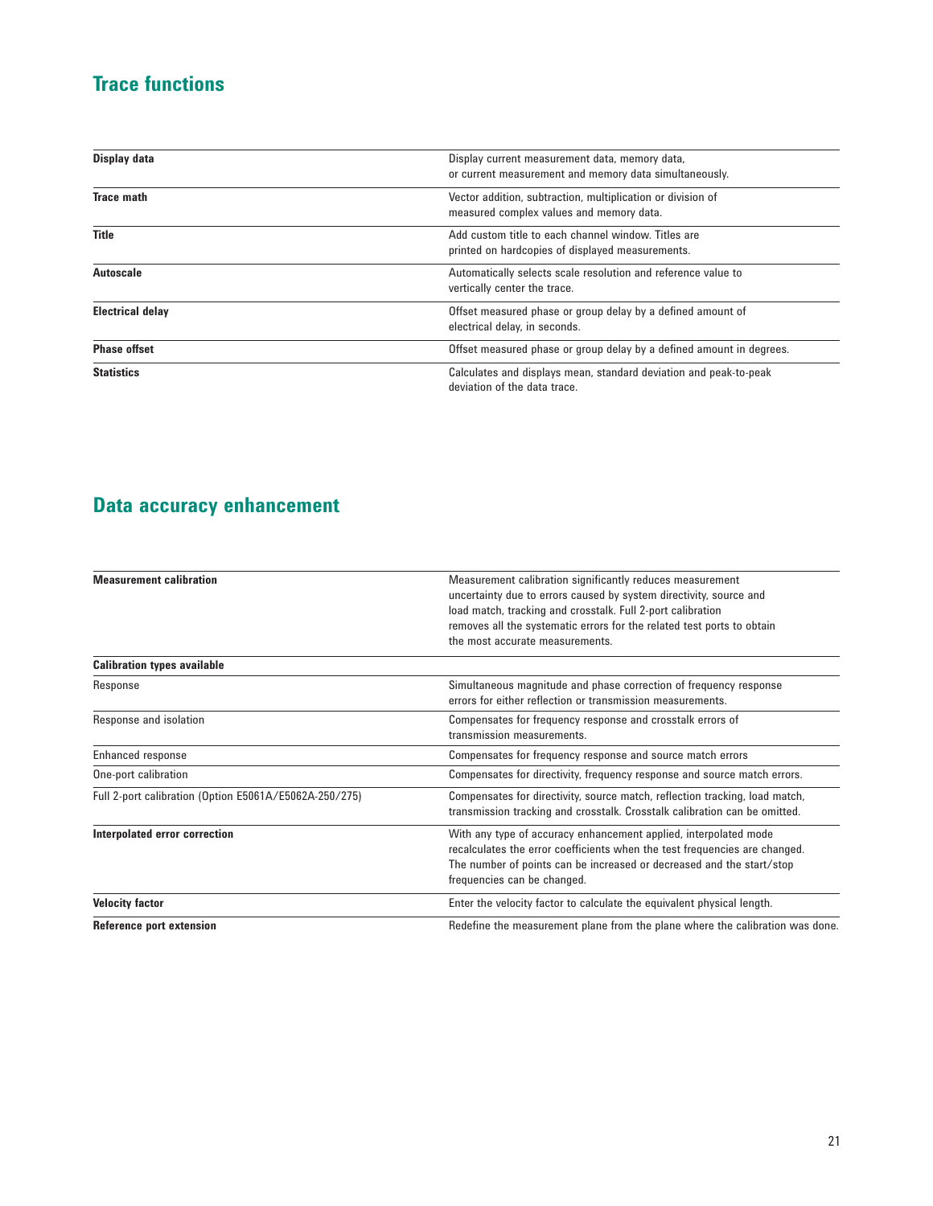## Trace functions

| | |
|---|---|
| **Display data** | Display current measurement data, memory data, or current measurement and memory data simultaneously. |
| **Trace math** | Vector addition, subtraction, multiplication or division of measured complex values and memory data. |
| **Title** | Add custom title to each channel window. Titles are printed on hardcopies of displayed measurements. |
| **Autoscale** | Automatically selects scale resolution and reference value to vertically center the trace. |
| **Electrical delay** | Offset measured phase or group delay by a defined amount of electrical delay, in seconds. |
| **Phase offset** | Offset measured phase or group delay by a defined amount in degrees. |
| **Statistics** | Calculates and displays mean, standard deviation and peak-to-peak deviation of the data trace. |

## Data accuracy enhancement

| | |
|---|---|
| **Measurement calibration** | Measurement calibration significantly reduces measurement uncertainty due to errors caused by system directivity, source and load match, tracking and crosstalk. Full 2-port calibration removes all the systematic errors for the related test ports to obtain the most accurate measurements. |
| **Calibration types available** | |
| Response | Simultaneous magnitude and phase correction of frequency response errors for either reflection or transmission measurements. |
| Response and isolation | Compensates for frequency response and crosstalk errors of transmission measurements. |
| Enhanced response | Compensates for frequency response and source match errors |
| One-port calibration | Compensates for directivity, frequency response and source match errors. |
| Full 2-port calibration (Option E5061A/E5062A-250/275) | Compensates for directivity, source match, reflection tracking, load match, transmission tracking and crosstalk. Crosstalk calibration can be omitted. |
| **Interpolated error correction** | With any type of accuracy enhancement applied, interpolated mode recalculates the error coefficients when the test frequencies are changed. The number of points can be increased or decreased and the start/stop frequencies can be changed. |
| **Velocity factor** | Enter the velocity factor to calculate the equivalent physical length. |
| **Reference port extension** | Redefine the measurement plane from the plane where the calibration was done. |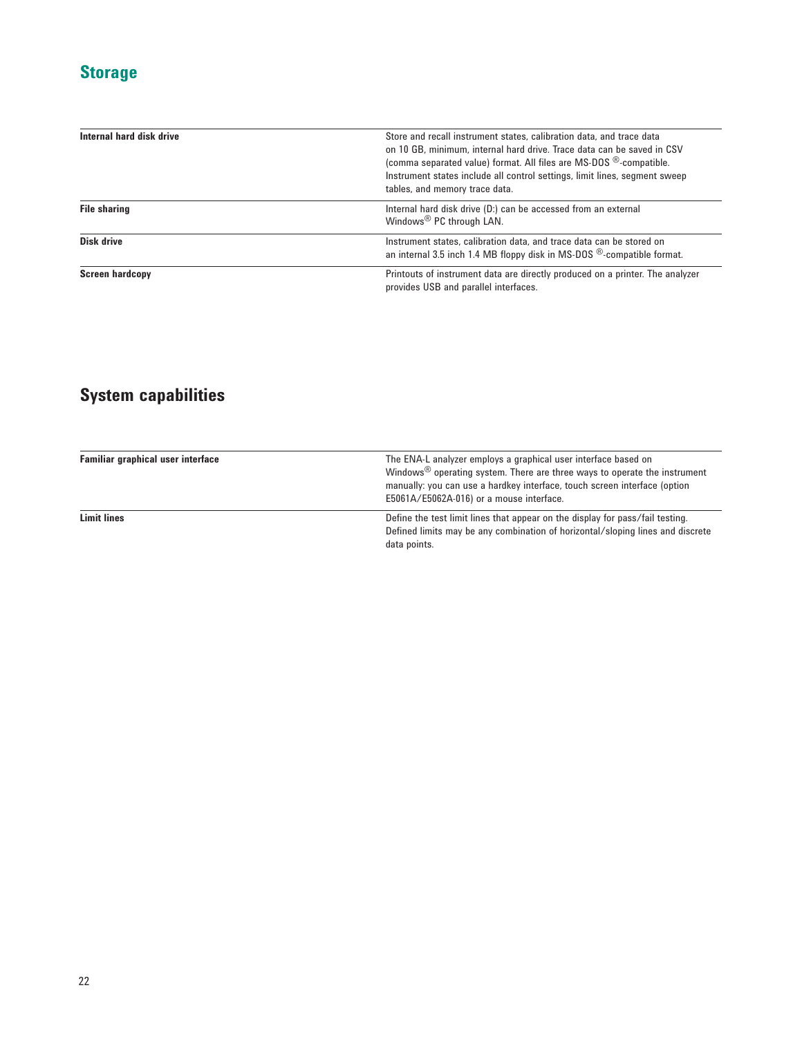## Storage

| | |
|---|---|
| **Internal hard disk drive** | Store and recall instrument states, calibration data, and trace data on 10 GB, minimum, internal hard drive. Trace data can be saved in CSV (comma separated value) format. All files are MS-DOS ®-compatible. Instrument states include all control settings, limit lines, segment sweep tables, and memory trace data. |
| **File sharing** | Internal hard disk drive (D:) can be accessed from an external Windows® PC through LAN. |
| **Disk drive** | Instrument states, calibration data, and trace data can be stored on an internal 3.5 inch 1.4 MB floppy disk in MS-DOS ®-compatible format. |
| **Screen hardcopy** | Printouts of instrument data are directly produced on a printer. The analyzer provides USB and parallel interfaces. |

## System capabilities

| | |
|---|---|
| **Familiar graphical user interface** | The ENA-L analyzer employs a graphical user interface based on Windows® operating system. There are three ways to operate the instrument manually: you can use a hardkey interface, touch screen interface (option E5061A/E5062A-016) or a mouse interface. |
| **Limit lines** | Define the test limit lines that appear on the display for pass/fail testing. Defined limits may be any combination of horizontal/sloping lines and discrete data points. |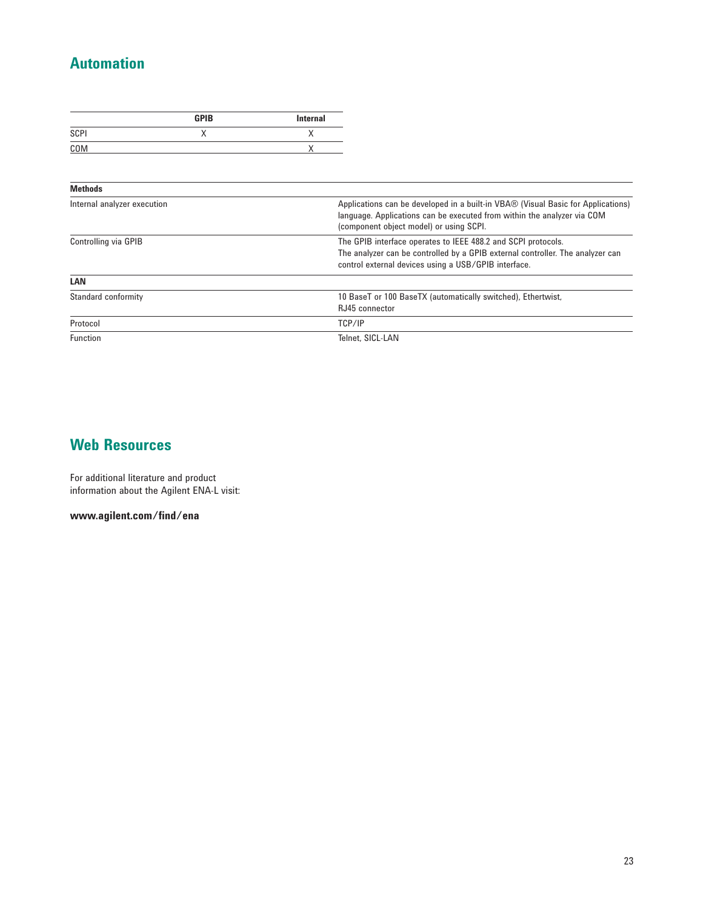## Automation

| | GPIB | Internal |
|---|---|---|
| SCPI | X | X |
| COM | | X |

| Methods | |
|---|---|
| Internal analyzer execution | Applications can be developed in a built-in VBA® (Visual Basic for Applications) language. Applications can be executed from within the analyzer via COM (component object model) or using SCPI. |
| Controlling via GPIB | The GPIB interface operates to IEEE 488.2 and SCPI protocols. The analyzer can be controlled by a GPIB external controller. The analyzer can control external devices using a USB/GPIB interface. |
| **LAN** | |
| Standard conformity | 10 BaseT or 100 BaseTX (automatically switched), Ethertwist, RJ45 connector |
| Protocol | TCP/IP |
| Function | Telnet, SICL-LAN |

## Web Resources

For additional literature and product information about the Agilent ENA-L visit:

**www.agilent.com/find/ena**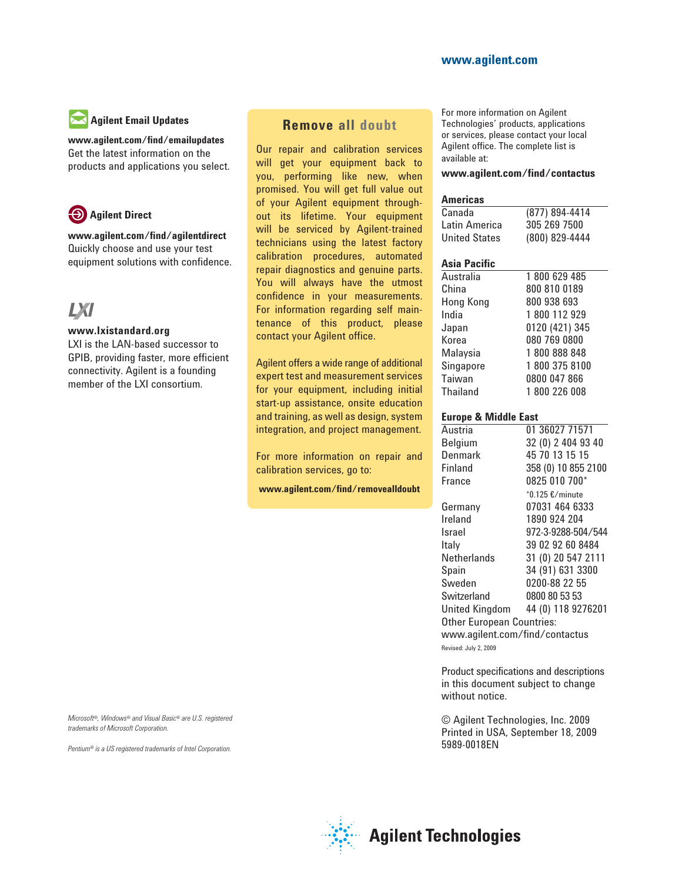www.agilent.com

### Agilent Email Updates

**www.agilent.com/find/emailupdates**
Get the latest information on the products and applications you select.

### Agilent Direct

**www.agilent.com/find/agilentdirect**
Quickly choose and use your test equipment solutions with confidence.

### LXI

**www.lxistandard.org**
LXI is the LAN-based successor to GPIB, providing faster, more efficient connectivity. Agilent is a founding member of the LXI consortium.

## Remove all doubt

Our repair and calibration services will get your equipment back to you, performing like new, when promised. You will get full value out of your Agilent equipment throughout its lifetime. Your equipment will be serviced by Agilent-trained technicians using the latest factory calibration procedures, automated repair diagnostics and genuine parts. You will always have the utmost confidence in your measurements. For information regarding self maintenance of this product, please contact your Agilent office.

Agilent offers a wide range of additional expert test and measurement services for your equipment, including initial start-up assistance, onsite education and training, as well as design, system integration, and project management.

For more information on repair and calibration services, go to:

**www.agilent.com/find/removealldoubt**

For more information on Agilent Technologies' products, applications or services, please contact your local Agilent office. The complete list is available at:

**www.agilent.com/find/contactus**

**Americas**

| | |
|---|---|
| Canada | (877) 894-4414 |
| Latin America | 305 269 7500 |
| United States | (800) 829-4444 |

**Asia Pacific**

| | |
|---|---|
| Australia | 1 800 629 485 |
| China | 800 810 0189 |
| Hong Kong | 800 938 693 |
| India | 1 800 112 929 |
| Japan | 0120 (421) 345 |
| Korea | 080 769 0800 |
| Malaysia | 1 800 888 848 |
| Singapore | 1 800 375 8100 |
| Taiwan | 0800 047 866 |
| Thailand | 1 800 226 008 |

**Europe & Middle East**

| | |
|---|---|
| Austria | 01 36027 71571 |
| Belgium | 32 (0) 2 404 93 40 |
| Denmark | 45 70 13 15 15 |
| Finland | 358 (0) 10 855 2100 |
| France | 0825 010 700* |
| | *0.125 €/minute |
| Germany | 07031 464 6333 |
| Ireland | 1890 924 204 |
| Israel | 972-3-9288-504/544 |
| Italy | 39 02 92 60 8484 |
| Netherlands | 31 (0) 20 547 2111 |
| Spain | 34 (91) 631 3300 |
| Sweden | 0200-88 22 55 |
| Switzerland | 0800 80 53 53 |
| United Kingdom | 44 (0) 118 9276201 |

Other European Countries:
www.agilent.com/find/contactus

Revised: July 2, 2009

Product specifications and descriptions in this document subject to change without notice.

© Agilent Technologies, Inc. 2009
Printed in USA, September 18, 2009
5989-0018EN

*Microsoft®, Windows® and Visual Basic® are U.S. registered trademarks of Microsoft Corporation.*

*Pentium® is a US registered trademarks of Intel Corporation.*

Agilent Technologies